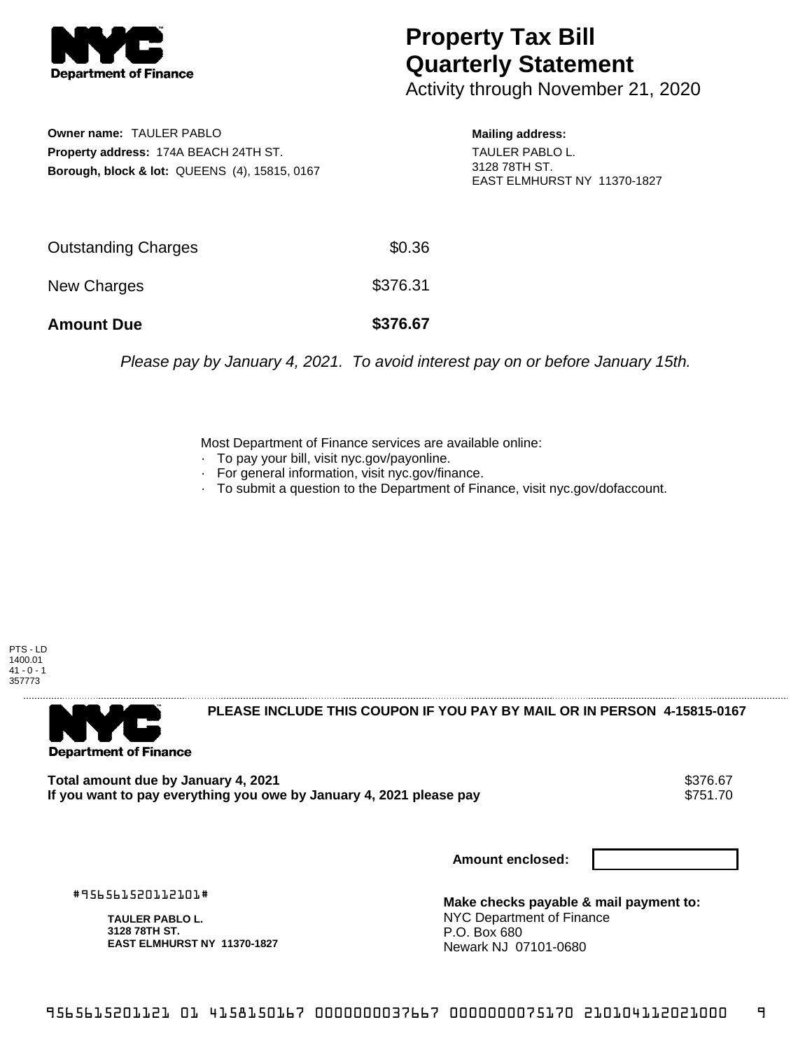# Property Tax Bill Quarterly Statement

Activity through November 21, 2020

**Owner name:** TAULER PABLO
**Property address:** 174A BEACH 24TH ST.
**Borough, block & lot:** QUEENS (4), 15815, 0167

**Mailing address:**
TAULER PABLO L.
3128 78TH ST.
EAST ELMHURST NY 11370-1827

| | |
|---|---|
| Outstanding Charges | $0.36 |
| New Charges | $376.31 |
| **Amount Due** | **$376.67** |

*Please pay by January 4, 2021. To avoid interest pay on or before January 15th.*

Most Department of Finance services are available online:
- To pay your bill, visit nyc.gov/payonline.
- For general information, visit nyc.gov/finance.
- To submit a question to the Department of Finance, visit nyc.gov/dofaccount.

PTS - LD
1400.01
41 - 0 - 1
357773

**PLEASE INCLUDE THIS COUPON IF YOU PAY BY MAIL OR IN PERSON 4-15815-0167**

**Total amount due by January 4, 2021** $376.67
**If you want to pay everything you owe by January 4, 2021 please pay** $751.70

**Amount enclosed:**

#956561520112101#

**TAULER PABLO L.**
**3128 78TH ST.**
**EAST ELMHURST NY 11370-1827**

**Make checks payable & mail payment to:**
NYC Department of Finance
P.O. Box 680
Newark NJ 07101-0680

9565615201121 01 4158150167 0000000037667 0000000075170 210104112021000 9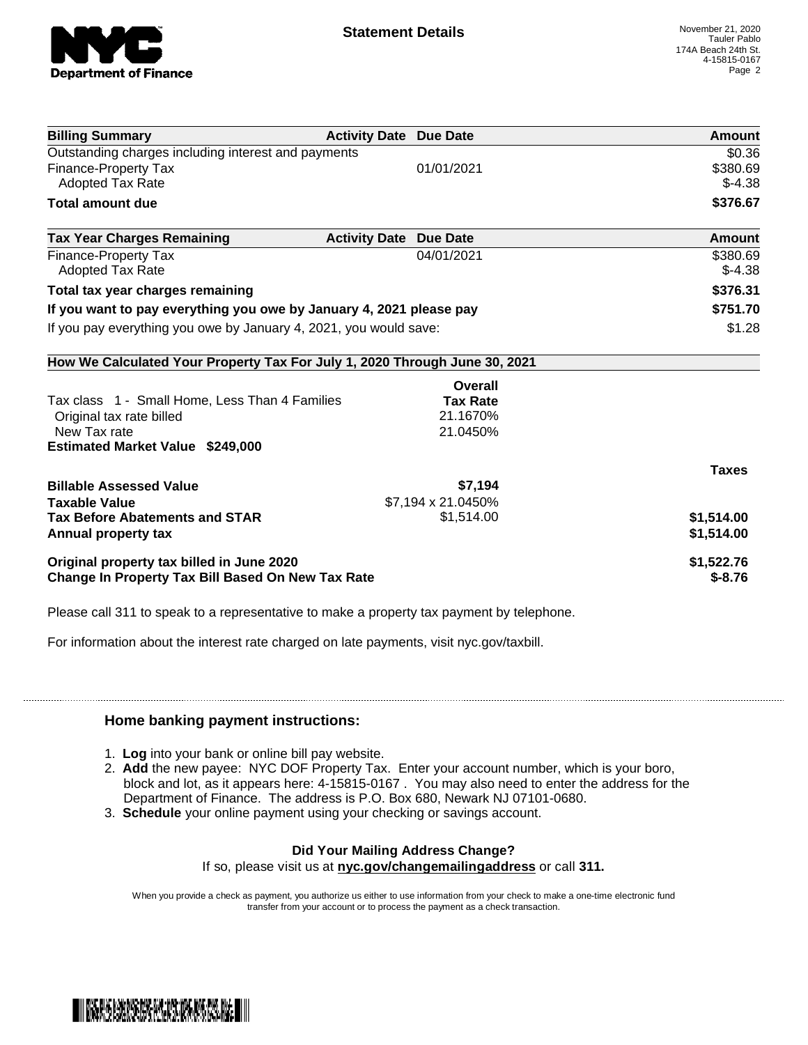**Statement Details**

November 21, 2020
Tauler Pablo
174A Beach 24th St.
4-15815-0167

| Billing Summary | Activity Date | Due Date | Amount |
| --- | --- | --- | --- |
| Outstanding charges including interest and payments | | | $0.36 |
| Finance-Property Tax | | 01/01/2021 | $380.69 |
| Adopted Tax Rate | | | $-4.38 |
| **Total amount due** | | | **$376.67** |

| Tax Year Charges Remaining | Activity Date | Due Date | Amount |
| --- | --- | --- | --- |
| Finance-Property Tax | | 04/01/2021 | $380.69 |
| Adopted Tax Rate | | | $-4.38 |
| **Total tax year charges remaining** | | | **$376.31** |
| **If you want to pay everything you owe by January 4, 2021 please pay** | | | **$751.70** |
| If you pay everything you owe by January 4, 2021, you would save: | | | $1.28 |

**How We Calculated Your Property Tax For July 1, 2020 Through June 30, 2021**

| | Overall Tax Rate | Taxes |
| --- | --- | --- |
| Tax class 1 - Small Home, Less Than 4 Families | | |
| Original tax rate billed | 21.1670% | |
| New Tax rate | 21.0450% | |
| **Estimated Market Value $249,000** | | |
| **Billable Assessed Value** | **$7,194** | |
| **Taxable Value** | $7,194 x 21.0450% | |
| **Tax Before Abatements and STAR** | $1,514.00 | **$1,514.00** |
| **Annual property tax** | | **$1,514.00** |
| **Original property tax billed in June 2020** | | **$1,522.76** |
| **Change In Property Tax Bill Based On New Tax Rate** | | **$-8.76** |

Please call 311 to speak to a representative to make a property tax payment by telephone.

For information about the interest rate charged on late payments, visit nyc.gov/taxbill.

### Home banking payment instructions:

1. **Log** into your bank or online bill pay website.
2. **Add** the new payee: NYC DOF Property Tax. Enter your account number, which is your boro, block and lot, as it appears here: 4-15815-0167 . You may also need to enter the address for the Department of Finance. The address is P.O. Box 680, Newark NJ 07101-0680.
3. **Schedule** your online payment using your checking or savings account.

**Did Your Mailing Address Change?**
If so, please visit us at **nyc.gov/changemailingaddress** or call **311.**

When you provide a check as payment, you authorize us either to use information from your check to make a one-time electronic fund transfer from your account or to process the payment as a check transaction.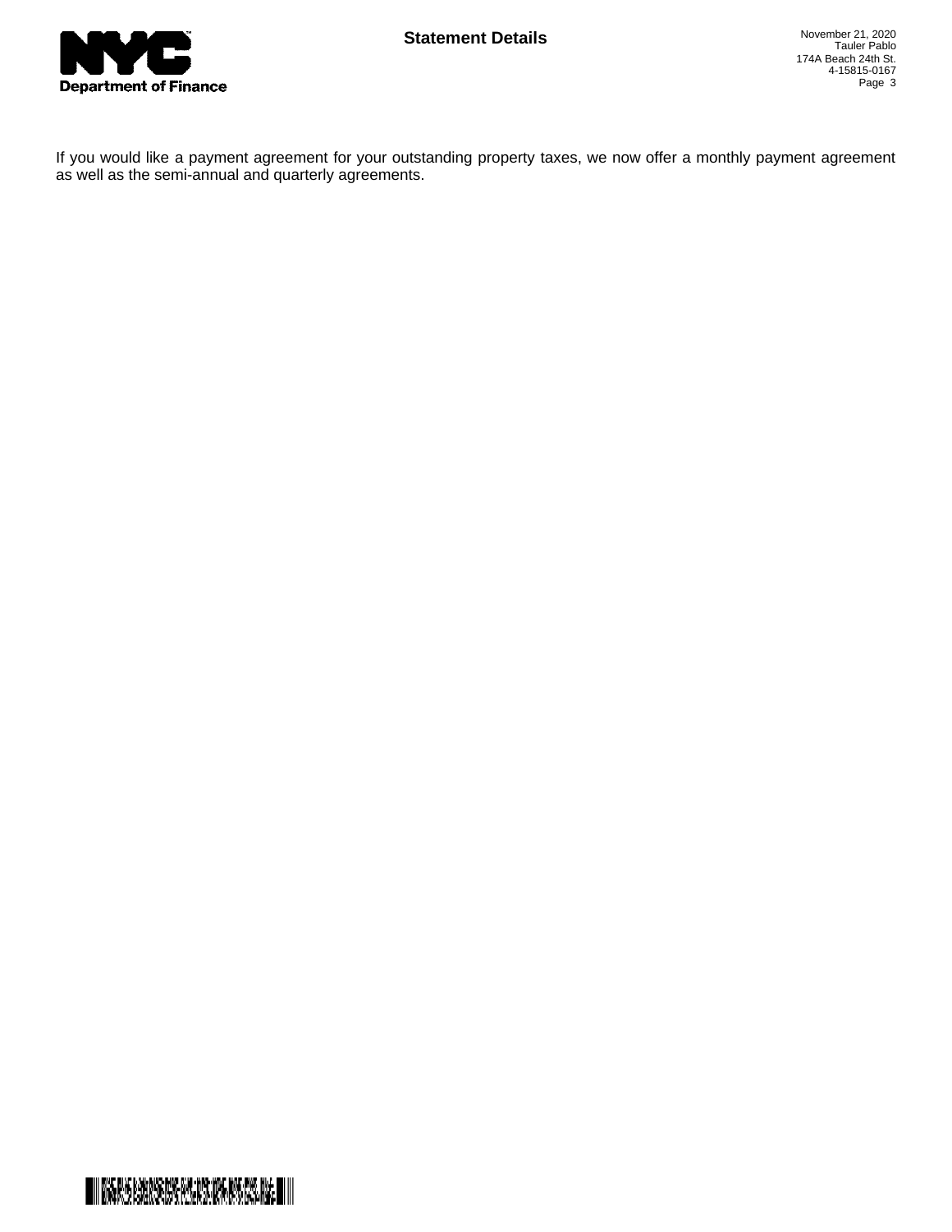## Statement Details

November 21, 2020
Tauler Pablo
174A Beach 24th St.
4-15815-0167

If you would like a payment agreement for your outstanding property taxes, we now offer a monthly payment agreement as well as the semi-annual and quarterly agreements.